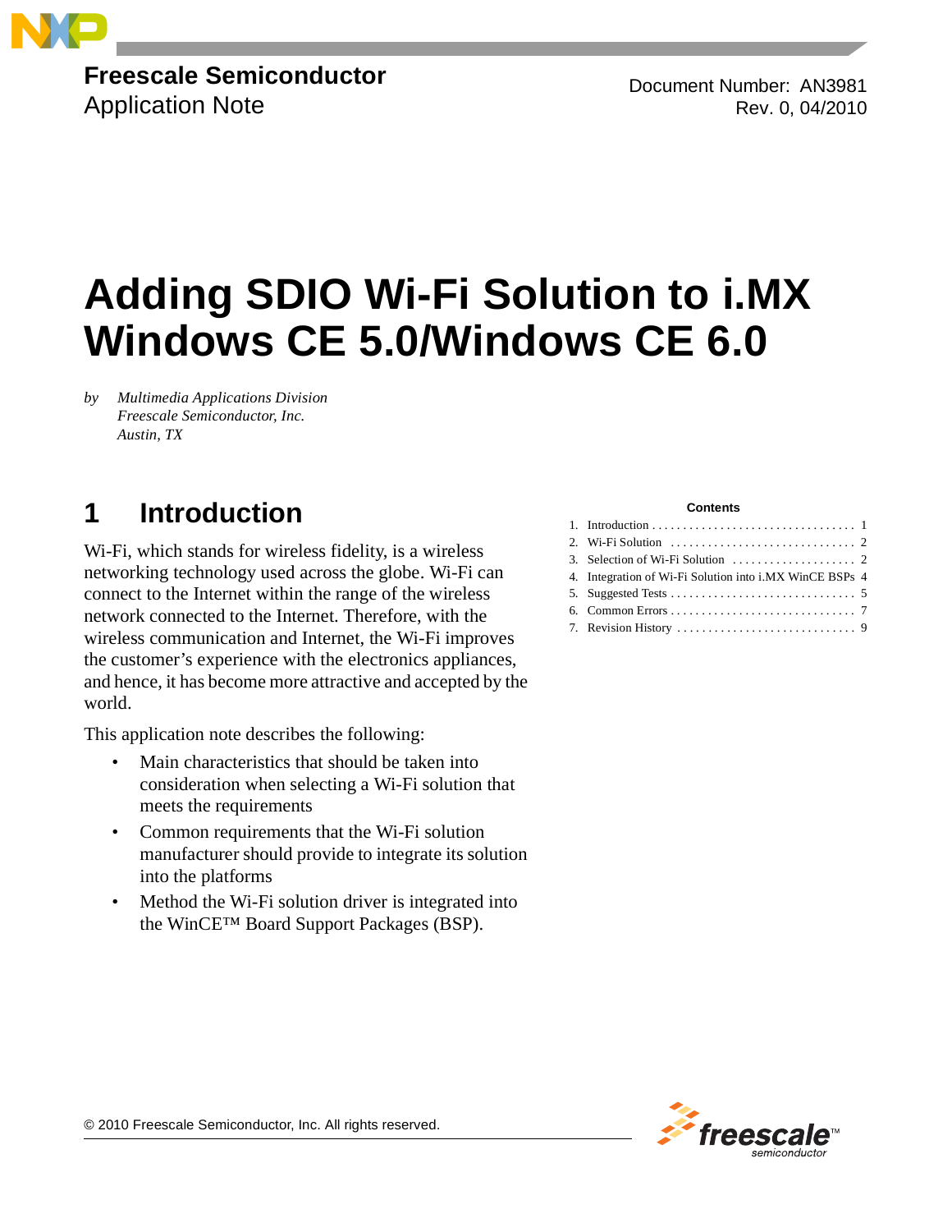Freescale Semiconductor
Application Note

Document Number: AN3981
Rev. 0, 04/2010

# Adding SDIO Wi-Fi Solution to i.MX Windows CE 5.0/Windows CE 6.0

*by Multimedia Applications Division*
*Freescale Semiconductor, Inc.*
*Austin, TX*

**Contents**

1. Introduction . . . . . . . . . . 1
2. Wi-Fi Solution . . . . . . . . . . 2
3. Selection of Wi-Fi Solution . . . . . . . . . . 2
4. Integration of Wi-Fi Solution into i.MX WinCE BSPs 4
5. Suggested Tests . . . . . . . . . . 5
6. Common Errors . . . . . . . . . . 7
7. Revision History . . . . . . . . . . 9

## 1 Introduction

Wi-Fi, which stands for wireless fidelity, is a wireless networking technology used across the globe. Wi-Fi can connect to the Internet within the range of the wireless network connected to the Internet. Therefore, with the wireless communication and Internet, the Wi-Fi improves the customer's experience with the electronics appliances, and hence, it has become more attractive and accepted by the world.

This application note describes the following:

- Main characteristics that should be taken into consideration when selecting a Wi-Fi solution that meets the requirements
- Common requirements that the Wi-Fi solution manufacturer should provide to integrate its solution into the platforms
- Method the Wi-Fi solution driver is integrated into the WinCE™ Board Support Packages (BSP).

© 2010 Freescale Semiconductor, Inc. All rights reserved.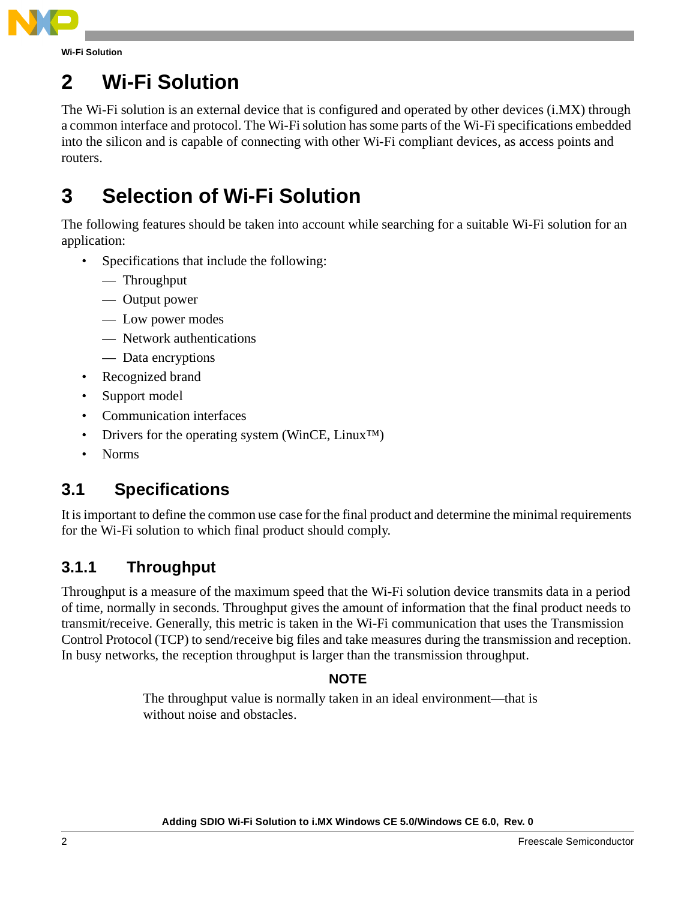# 2 Wi-Fi Solution

The Wi-Fi solution is an external device that is configured and operated by other devices (i.MX) through a common interface and protocol. The Wi-Fi solution has some parts of the Wi-Fi specifications embedded into the silicon and is capable of connecting with other Wi-Fi compliant devices, as access points and routers.

# 3 Selection of Wi-Fi Solution

The following features should be taken into account while searching for a suitable Wi-Fi solution for an application:

- Specifications that include the following:
  - Throughput
  - Output power
  - Low power modes
  - Network authentications
  - Data encryptions
- Recognized brand
- Support model
- Communication interfaces
- Drivers for the operating system (WinCE, Linux™)
- Norms

## 3.1 Specifications

It is important to define the common use case for the final product and determine the minimal requirements for the Wi-Fi solution to which final product should comply.

### 3.1.1 Throughput

Throughput is a measure of the maximum speed that the Wi-Fi solution device transmits data in a period of time, normally in seconds. Throughput gives the amount of information that the final product needs to transmit/receive. Generally, this metric is taken in the Wi-Fi communication that uses the Transmission Control Protocol (TCP) to send/receive big files and take measures during the transmission and reception. In busy networks, the reception throughput is larger than the transmission throughput.

**NOTE**

The throughput value is normally taken in an ideal environment—that is without noise and obstacles.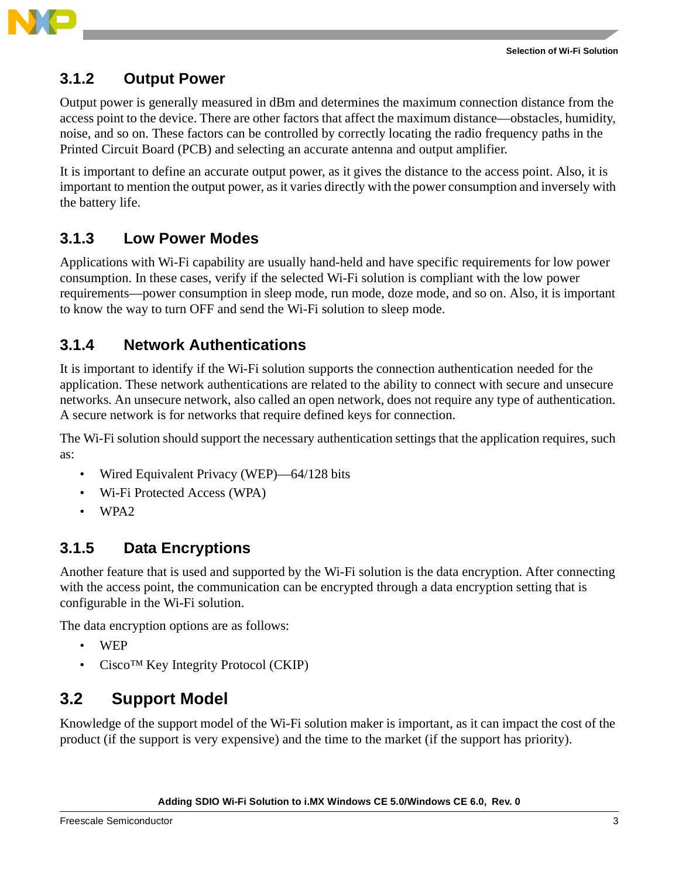### 3.1.2 Output Power

Output power is generally measured in dBm and determines the maximum connection distance from the access point to the device. There are other factors that affect the maximum distance—obstacles, humidity, noise, and so on. These factors can be controlled by correctly locating the radio frequency paths in the Printed Circuit Board (PCB) and selecting an accurate antenna and output amplifier.

It is important to define an accurate output power, as it gives the distance to the access point. Also, it is important to mention the output power, as it varies directly with the power consumption and inversely with the battery life.

### 3.1.3 Low Power Modes

Applications with Wi-Fi capability are usually hand-held and have specific requirements for low power consumption. In these cases, verify if the selected Wi-Fi solution is compliant with the low power requirements—power consumption in sleep mode, run mode, doze mode, and so on. Also, it is important to know the way to turn OFF and send the Wi-Fi solution to sleep mode.

### 3.1.4 Network Authentications

It is important to identify if the Wi-Fi solution supports the connection authentication needed for the application. These network authentications are related to the ability to connect with secure and unsecure networks. An unsecure network, also called an open network, does not require any type of authentication. A secure network is for networks that require defined keys for connection.

The Wi-Fi solution should support the necessary authentication settings that the application requires, such as:

- Wired Equivalent Privacy (WEP)—64/128 bits
- Wi-Fi Protected Access (WPA)
- WPA2

### 3.1.5 Data Encryptions

Another feature that is used and supported by the Wi-Fi solution is the data encryption. After connecting with the access point, the communication can be encrypted through a data encryption setting that is configurable in the Wi-Fi solution.

The data encryption options are as follows:

- WEP
- Cisco™ Key Integrity Protocol (CKIP)

## 3.2 Support Model

Knowledge of the support model of the Wi-Fi solution maker is important, as it can impact the cost of the product (if the support is very expensive) and the time to the market (if the support has priority).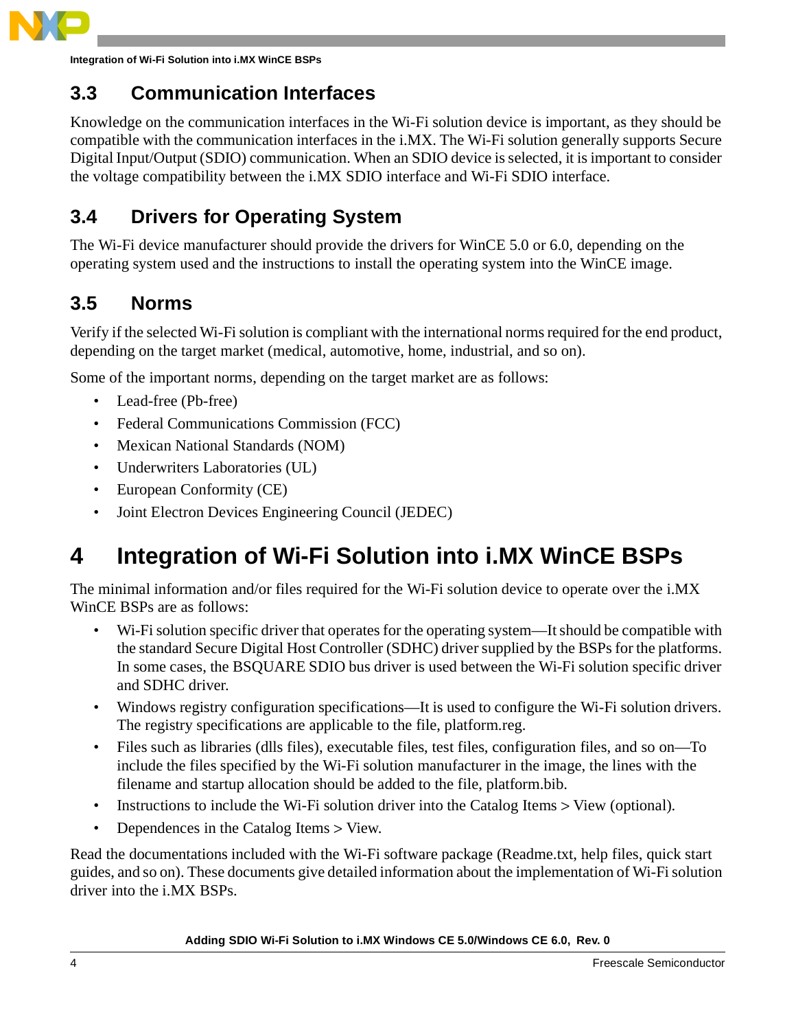## 3.3 Communication Interfaces

Knowledge on the communication interfaces in the Wi-Fi solution device is important, as they should be compatible with the communication interfaces in the i.MX. The Wi-Fi solution generally supports Secure Digital Input/Output (SDIO) communication. When an SDIO device is selected, it is important to consider the voltage compatibility between the i.MX SDIO interface and Wi-Fi SDIO interface.

## 3.4 Drivers for Operating System

The Wi-Fi device manufacturer should provide the drivers for WinCE 5.0 or 6.0, depending on the operating system used and the instructions to install the operating system into the WinCE image.

## 3.5 Norms

Verify if the selected Wi-Fi solution is compliant with the international norms required for the end product, depending on the target market (medical, automotive, home, industrial, and so on).

Some of the important norms, depending on the target market are as follows:

- Lead-free (Pb-free)
- Federal Communications Commission (FCC)
- Mexican National Standards (NOM)
- Underwriters Laboratories (UL)
- European Conformity (CE)
- Joint Electron Devices Engineering Council (JEDEC)

# 4 Integration of Wi-Fi Solution into i.MX WinCE BSPs

The minimal information and/or files required for the Wi-Fi solution device to operate over the i.MX WinCE BSPs are as follows:

- Wi-Fi solution specific driver that operates for the operating system—It should be compatible with the standard Secure Digital Host Controller (SDHC) driver supplied by the BSPs for the platforms. In some cases, the BSQUARE SDIO bus driver is used between the Wi-Fi solution specific driver and SDHC driver.
- Windows registry configuration specifications—It is used to configure the Wi-Fi solution drivers. The registry specifications are applicable to the file, platform.reg.
- Files such as libraries (dlls files), executable files, test files, configuration files, and so on—To include the files specified by the Wi-Fi solution manufacturer in the image, the lines with the filename and startup allocation should be added to the file, platform.bib.
- Instructions to include the Wi-Fi solution driver into the Catalog Items > View (optional).
- Dependences in the Catalog Items > View.

Read the documentations included with the Wi-Fi software package (Readme.txt, help files, quick start guides, and so on). These documents give detailed information about the implementation of Wi-Fi solution driver into the i.MX BSPs.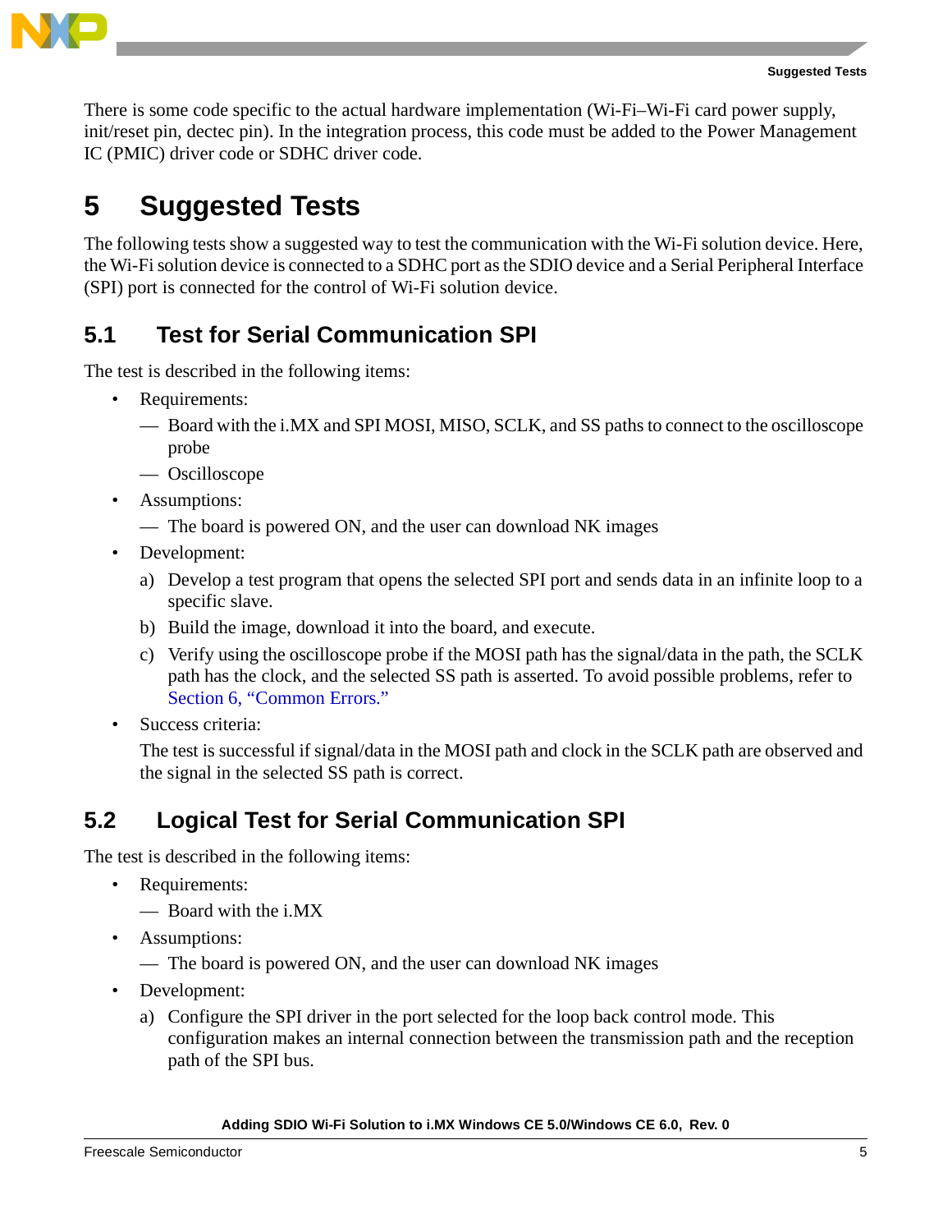There is some code specific to the actual hardware implementation (Wi-Fi–Wi-Fi card power supply, init/reset pin, dectec pin). In the integration process, this code must be added to the Power Management IC (PMIC) driver code or SDHC driver code.

# 5 Suggested Tests

The following tests show a suggested way to test the communication with the Wi-Fi solution device. Here, the Wi-Fi solution device is connected to a SDHC port as the SDIO device and a Serial Peripheral Interface (SPI) port is connected for the control of Wi-Fi solution device.

## 5.1 Test for Serial Communication SPI

The test is described in the following items:

- Requirements:
  - Board with the i.MX and SPI MOSI, MISO, SCLK, and SS paths to connect to the oscilloscope probe
  - Oscilloscope
- Assumptions:
  - The board is powered ON, and the user can download NK images
- Development:
  a) Develop a test program that opens the selected SPI port and sends data in an infinite loop to a specific slave.
  b) Build the image, download it into the board, and execute.
  c) Verify using the oscilloscope probe if the MOSI path has the signal/data in the path, the SCLK path has the clock, and the selected SS path is asserted. To avoid possible problems, refer to Section 6, "Common Errors."
- Success criteria:

  The test is successful if signal/data in the MOSI path and clock in the SCLK path are observed and the signal in the selected SS path is correct.

## 5.2 Logical Test for Serial Communication SPI

The test is described in the following items:

- Requirements:
  - Board with the i.MX
- Assumptions:
  - The board is powered ON, and the user can download NK images
- Development:
  a) Configure the SPI driver in the port selected for the loop back control mode. This configuration makes an internal connection between the transmission path and the reception path of the SPI bus.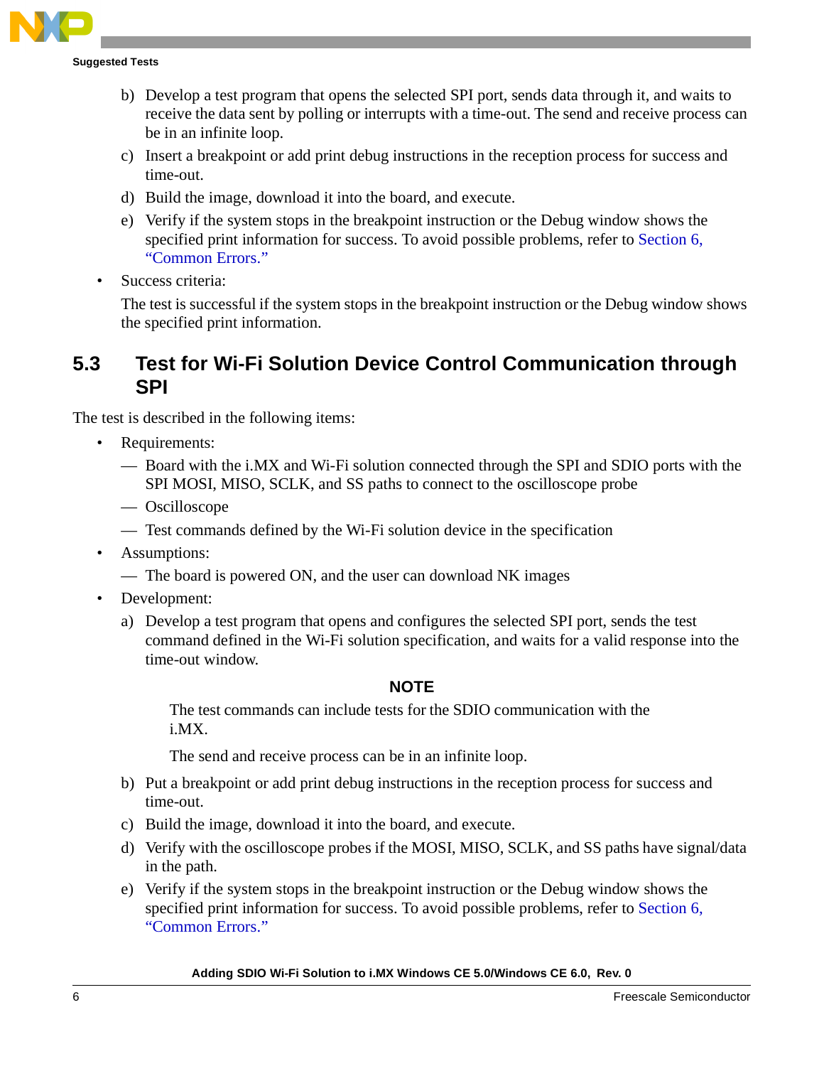b) Develop a test program that opens the selected SPI port, sends data through it, and waits to receive the data sent by polling or interrupts with a time-out. The send and receive process can be in an infinite loop.

c) Insert a breakpoint or add print debug instructions in the reception process for success and time-out.

d) Build the image, download it into the board, and execute.

e) Verify if the system stops in the breakpoint instruction or the Debug window shows the specified print information for success. To avoid possible problems, refer to Section 6, "Common Errors."

- Success criteria:

  The test is successful if the system stops in the breakpoint instruction or the Debug window shows the specified print information.

## 5.3 Test for Wi-Fi Solution Device Control Communication through SPI

The test is described in the following items:

- Requirements:
  - — Board with the i.MX and Wi-Fi solution connected through the SPI and SDIO ports with the SPI MOSI, MISO, SCLK, and SS paths to connect to the oscilloscope probe
  - — Oscilloscope
  - — Test commands defined by the Wi-Fi solution device in the specification
- Assumptions:
  - — The board is powered ON, and the user can download NK images
- Development:

a) Develop a test program that opens and configures the selected SPI port, sends the test command defined in the Wi-Fi solution specification, and waits for a valid response into the time-out window.

**NOTE**

The test commands can include tests for the SDIO communication with the i.MX.

The send and receive process can be in an infinite loop.

b) Put a breakpoint or add print debug instructions in the reception process for success and time-out.

c) Build the image, download it into the board, and execute.

d) Verify with the oscilloscope probes if the MOSI, MISO, SCLK, and SS paths have signal/data in the path.

e) Verify if the system stops in the breakpoint instruction or the Debug window shows the specified print information for success. To avoid possible problems, refer to Section 6, "Common Errors."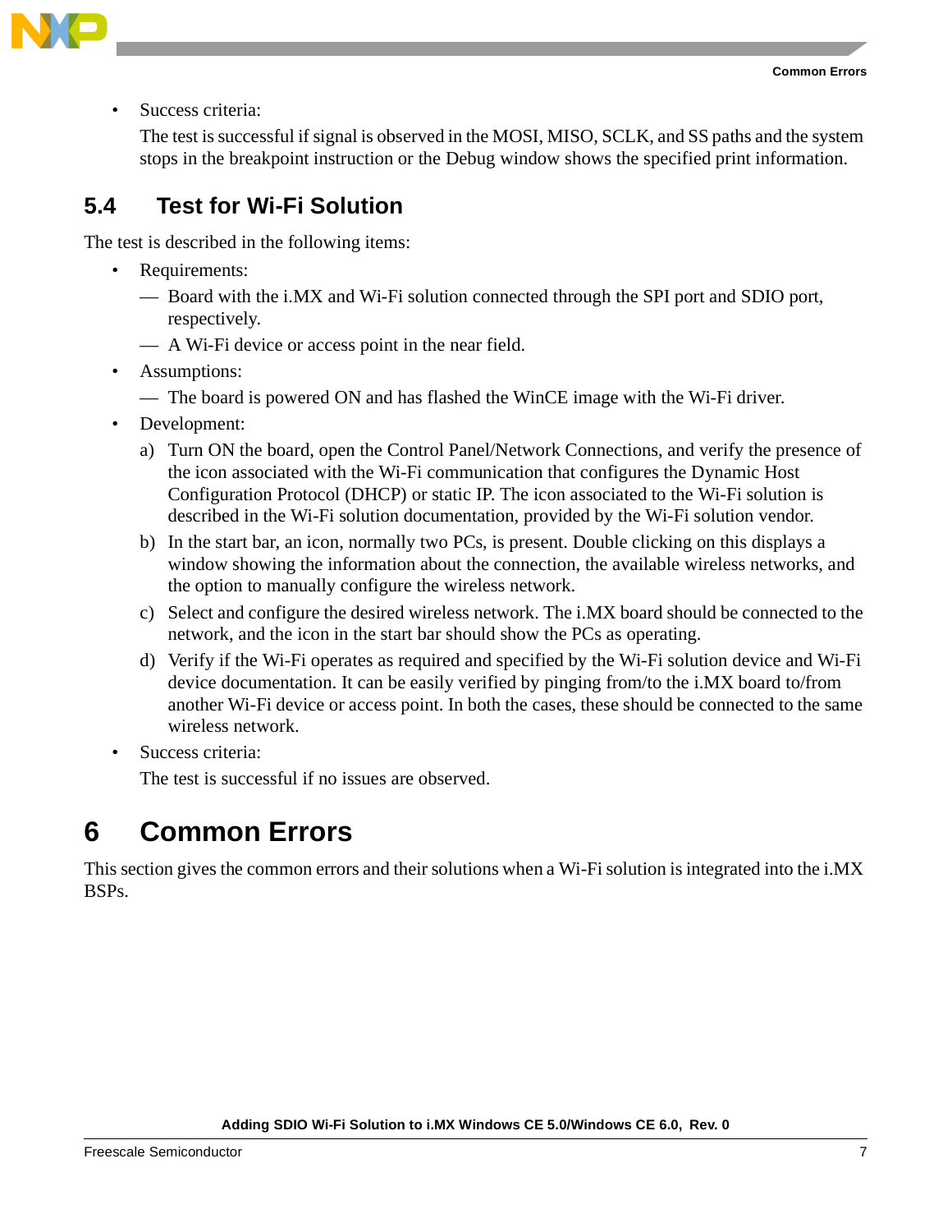- Success criteria:

  The test is successful if signal is observed in the MOSI, MISO, SCLK, and SS paths and the system stops in the breakpoint instruction or the Debug window shows the specified print information.

## 5.4 Test for Wi-Fi Solution

The test is described in the following items:

- Requirements:
  - Board with the i.MX and Wi-Fi solution connected through the SPI port and SDIO port, respectively.
  - A Wi-Fi device or access point in the near field.
- Assumptions:
  - The board is powered ON and has flashed the WinCE image with the Wi-Fi driver.
- Development:
  a) Turn ON the board, open the Control Panel/Network Connections, and verify the presence of the icon associated with the Wi-Fi communication that configures the Dynamic Host Configuration Protocol (DHCP) or static IP. The icon associated to the Wi-Fi solution is described in the Wi-Fi solution documentation, provided by the Wi-Fi solution vendor.

  b) In the start bar, an icon, normally two PCs, is present. Double clicking on this displays a window showing the information about the connection, the available wireless networks, and the option to manually configure the wireless network.

  c) Select and configure the desired wireless network. The i.MX board should be connected to the network, and the icon in the start bar should show the PCs as operating.

  d) Verify if the Wi-Fi operates as required and specified by the Wi-Fi solution device and Wi-Fi device documentation. It can be easily verified by pinging from/to the i.MX board to/from another Wi-Fi device or access point. In both the cases, these should be connected to the same wireless network.
- Success criteria:

  The test is successful if no issues are observed.

# 6 Common Errors

This section gives the common errors and their solutions when a Wi-Fi solution is integrated into the i.MX BSPs.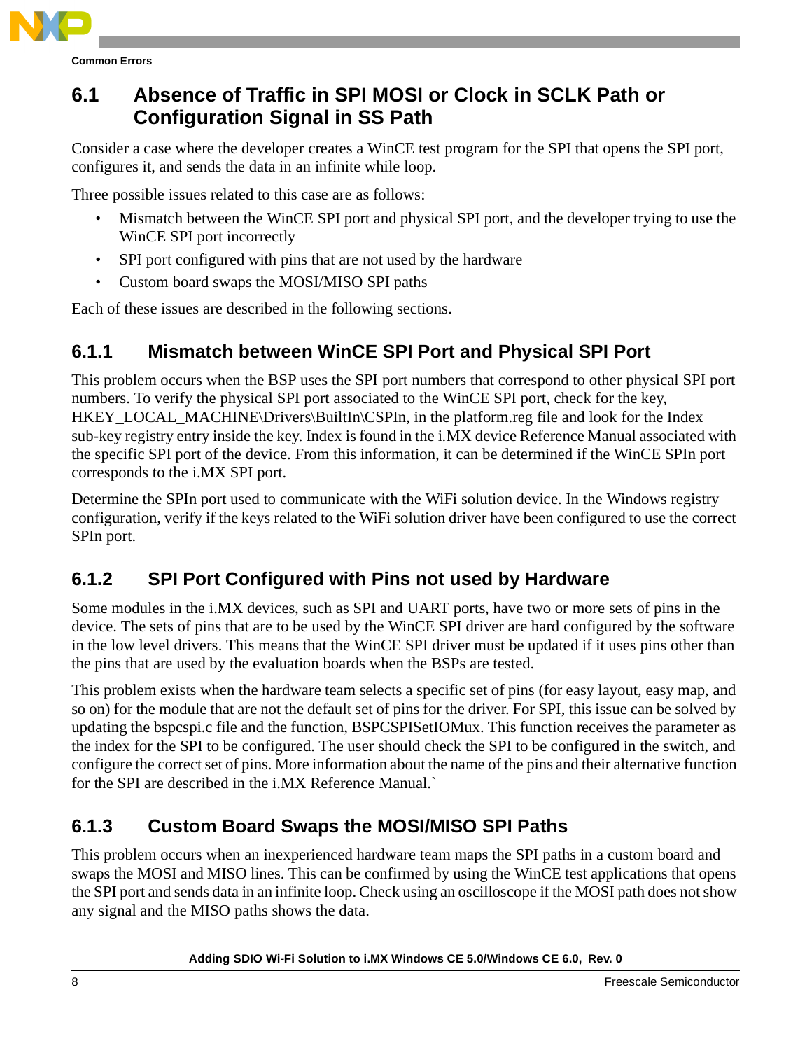## 6.1 Absence of Traffic in SPI MOSI or Clock in SCLK Path or Configuration Signal in SS Path

Consider a case where the developer creates a WinCE test program for the SPI that opens the SPI port, configures it, and sends the data in an infinite while loop.

Three possible issues related to this case are as follows:

- Mismatch between the WinCE SPI port and physical SPI port, and the developer trying to use the WinCE SPI port incorrectly
- SPI port configured with pins that are not used by the hardware
- Custom board swaps the MOSI/MISO SPI paths

Each of these issues are described in the following sections.

### 6.1.1 Mismatch between WinCE SPI Port and Physical SPI Port

This problem occurs when the BSP uses the SPI port numbers that correspond to other physical SPI port numbers. To verify the physical SPI port associated to the WinCE SPI port, check for the key, HKEY_LOCAL_MACHINE\Drivers\BuiltIn\CSPIn, in the platform.reg file and look for the Index sub-key registry entry inside the key. Index is found in the i.MX device Reference Manual associated with the specific SPI port of the device. From this information, it can be determined if the WinCE SPIn port corresponds to the i.MX SPI port.

Determine the SPIn port used to communicate with the WiFi solution device. In the Windows registry configuration, verify if the keys related to the WiFi solution driver have been configured to use the correct SPIn port.

### 6.1.2 SPI Port Configured with Pins not used by Hardware

Some modules in the i.MX devices, such as SPI and UART ports, have two or more sets of pins in the device. The sets of pins that are to be used by the WinCE SPI driver are hard configured by the software in the low level drivers. This means that the WinCE SPI driver must be updated if it uses pins other than the pins that are used by the evaluation boards when the BSPs are tested.

This problem exists when the hardware team selects a specific set of pins (for easy layout, easy map, and so on) for the module that are not the default set of pins for the driver. For SPI, this issue can be solved by updating the bspcspi.c file and the function, BSPCSPISetIOMux. This function receives the parameter as the index for the SPI to be configured. The user should check the SPI to be configured in the switch, and configure the correct set of pins. More information about the name of the pins and their alternative function for the SPI are described in the i.MX Reference Manual.`

### 6.1.3 Custom Board Swaps the MOSI/MISO SPI Paths

This problem occurs when an inexperienced hardware team maps the SPI paths in a custom board and swaps the MOSI and MISO lines. This can be confirmed by using the WinCE test applications that opens the SPI port and sends data in an infinite loop. Check using an oscilloscope if the MOSI path does not show any signal and the MISO paths shows the data.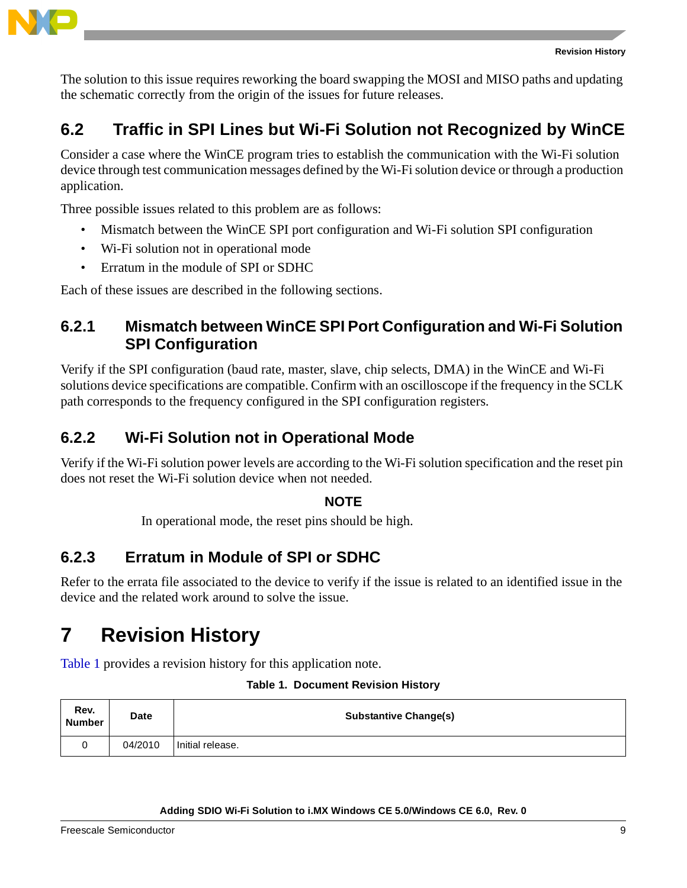The solution to this issue requires reworking the board swapping the MOSI and MISO paths and updating the schematic correctly from the origin of the issues for future releases.

## 6.2 Traffic in SPI Lines but Wi-Fi Solution not Recognized by WinCE

Consider a case where the WinCE program tries to establish the communication with the Wi-Fi solution device through test communication messages defined by the Wi-Fi solution device or through a production application.

Three possible issues related to this problem are as follows:

- Mismatch between the WinCE SPI port configuration and Wi-Fi solution SPI configuration
- Wi-Fi solution not in operational mode
- Erratum in the module of SPI or SDHC

Each of these issues are described in the following sections.

### 6.2.1 Mismatch between WinCE SPI Port Configuration and Wi-Fi Solution SPI Configuration

Verify if the SPI configuration (baud rate, master, slave, chip selects, DMA) in the WinCE and Wi-Fi solutions device specifications are compatible. Confirm with an oscilloscope if the frequency in the SCLK path corresponds to the frequency configured in the SPI configuration registers.

### 6.2.2 Wi-Fi Solution not in Operational Mode

Verify if the Wi-Fi solution power levels are according to the Wi-Fi solution specification and the reset pin does not reset the Wi-Fi solution device when not needed.

**NOTE**

In operational mode, the reset pins should be high.

### 6.2.3 Erratum in Module of SPI or SDHC

Refer to the errata file associated to the device to verify if the issue is related to an identified issue in the device and the related work around to solve the issue.

# 7 Revision History

Table 1 provides a revision history for this application note.

**Table 1. Document Revision History**

| Rev. Number | Date | Substantive Change(s) |
|---|---|---|
| 0 | 04/2010 | Initial release. |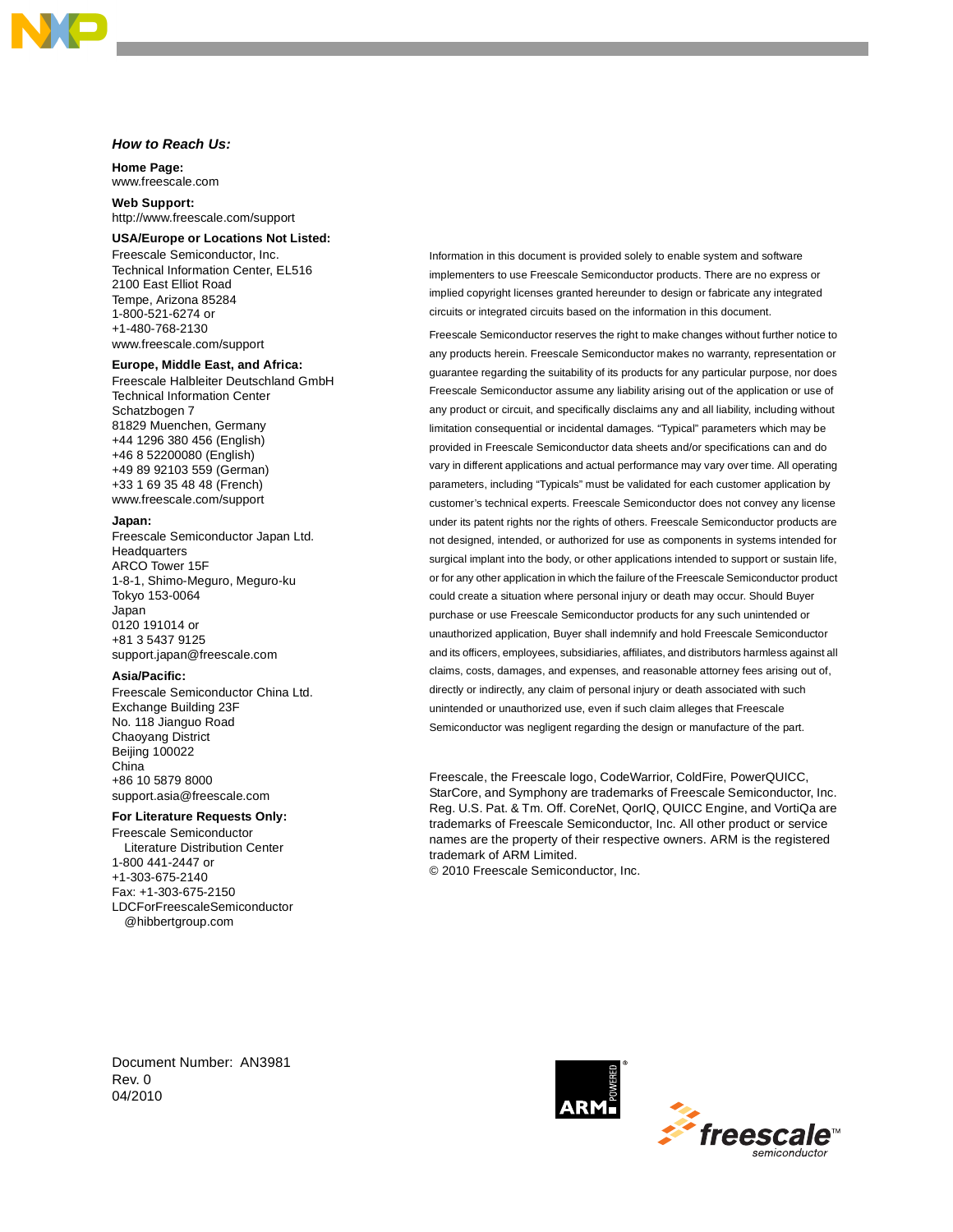***How to Reach Us:***

**Home Page:**
www.freescale.com

**Web Support:**
http://www.freescale.com/support

**USA/Europe or Locations Not Listed:**
Freescale Semiconductor, Inc.
Technical Information Center, EL516
2100 East Elliot Road
Tempe, Arizona 85284
1-800-521-6274 or
+1-480-768-2130
www.freescale.com/support

**Europe, Middle East, and Africa:**
Freescale Halbleiter Deutschland GmbH
Technical Information Center
Schatzbogen 7
81829 Muenchen, Germany
+44 1296 380 456 (English)
+46 8 52200080 (English)
+49 89 92103 559 (German)
+33 1 69 35 48 48 (French)
www.freescale.com/support

**Japan:**
Freescale Semiconductor Japan Ltd.
Headquarters
ARCO Tower 15F
1-8-1, Shimo-Meguro, Meguro-ku
Tokyo 153-0064
Japan
0120 191014 or
+81 3 5437 9125
support.japan@freescale.com

**Asia/Pacific:**
Freescale Semiconductor China Ltd.
Exchange Building 23F
No. 118 Jianguo Road
Chaoyang District
Beijing 100022
China
+86 10 5879 8000
support.asia@freescale.com

**For Literature Requests Only:**
Freescale Semiconductor
Literature Distribution Center
1-800 441-2447 or
+1-303-675-2140
Fax: +1-303-675-2150
LDCForFreescaleSemiconductor
@hibbertgroup.com

Information in this document is provided solely to enable system and software implementers to use Freescale Semiconductor products. There are no express or implied copyright licenses granted hereunder to design or fabricate any integrated circuits or integrated circuits based on the information in this document.

Freescale Semiconductor reserves the right to make changes without further notice to any products herein. Freescale Semiconductor makes no warranty, representation or guarantee regarding the suitability of its products for any particular purpose, nor does Freescale Semiconductor assume any liability arising out of the application or use of any product or circuit, and specifically disclaims any and all liability, including without limitation consequential or incidental damages. "Typical" parameters which may be provided in Freescale Semiconductor data sheets and/or specifications can and do vary in different applications and actual performance may vary over time. All operating parameters, including "Typicals" must be validated for each customer application by customer's technical experts. Freescale Semiconductor does not convey any license under its patent rights nor the rights of others. Freescale Semiconductor products are not designed, intended, or authorized for use as components in systems intended for surgical implant into the body, or other applications intended to support or sustain life, or for any other application in which the failure of the Freescale Semiconductor product could create a situation where personal injury or death may occur. Should Buyer purchase or use Freescale Semiconductor products for any such unintended or unauthorized application, Buyer shall indemnify and hold Freescale Semiconductor and its officers, employees, subsidiaries, affiliates, and distributors harmless against all claims, costs, damages, and expenses, and reasonable attorney fees arising out of, directly or indirectly, any claim of personal injury or death associated with such unintended or unauthorized use, even if such claim alleges that Freescale Semiconductor was negligent regarding the design or manufacture of the part.

Freescale, the Freescale logo, CodeWarrior, ColdFire, PowerQUICC, StarCore, and Symphony are trademarks of Freescale Semiconductor, Inc. Reg. U.S. Pat. & Tm. Off. CoreNet, QorIQ, QUICC Engine, and VortiQa are trademarks of Freescale Semiconductor, Inc. All other product or service names are the property of their respective owners. ARM is the registered trademark of ARM Limited.
© 2010 Freescale Semiconductor, Inc.

Document Number: AN3981
Rev. 0
04/2010